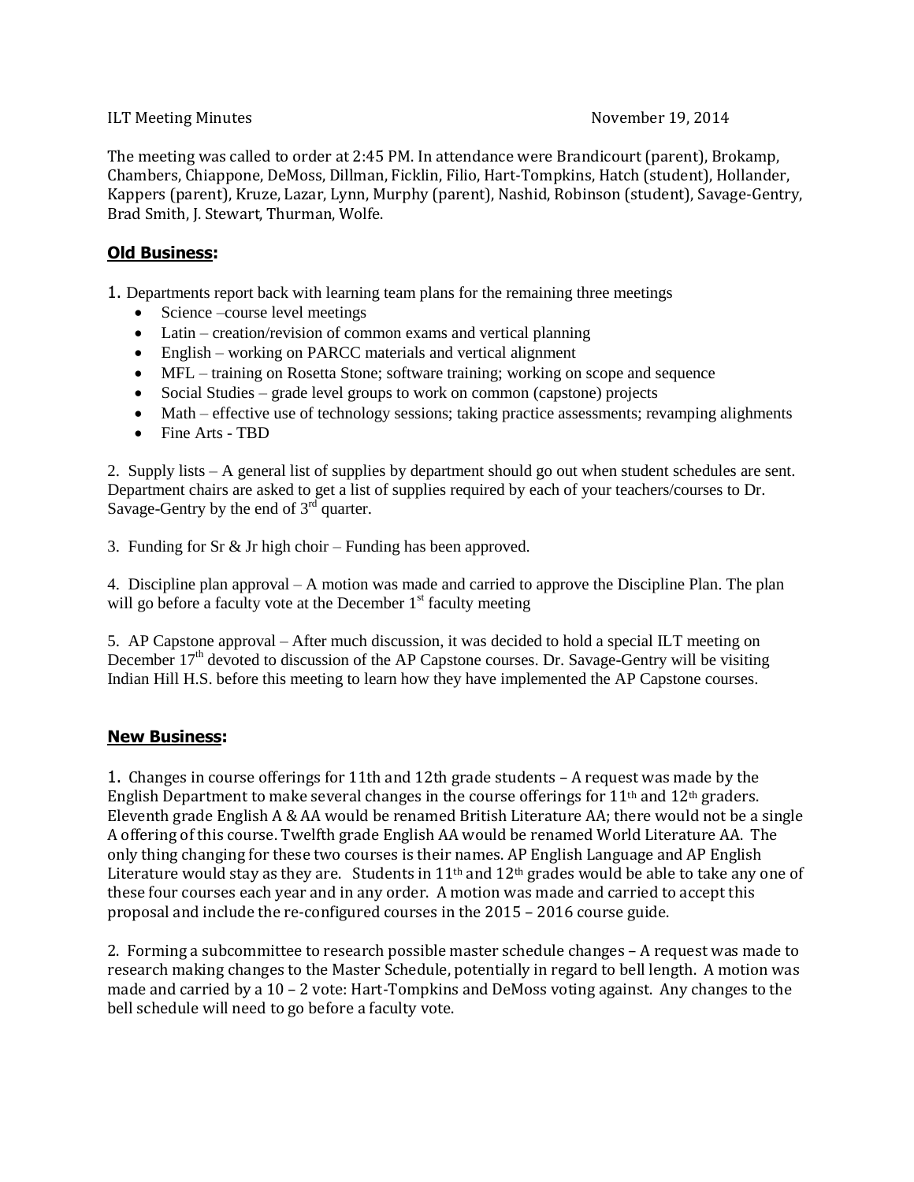ILT Meeting Minutes November 19, 2014

The meeting was called to order at 2:45 PM. In attendance were Brandicourt (parent), Brokamp, Chambers, Chiappone, DeMoss, Dillman, Ficklin, Filio, Hart-Tompkins, Hatch (student), Hollander, Kappers (parent), Kruze, Lazar, Lynn, Murphy (parent), Nashid, Robinson (student), Savage-Gentry, Brad Smith, J. Stewart, Thurman, Wolfe.

## **Old Business**:

1. Departments report back with learning team plans for the remaining three meetings
   - Science –course level meetings
   - Latin – creation/revision of common exams and vertical planning
   - English – working on PARCC materials and vertical alignment
   - MFL – training on Rosetta Stone; software training; working on scope and sequence
   - Social Studies – grade level groups to work on common (capstone) projects
   - Math – effective use of technology sessions; taking practice assessments; revamping alighments
   - Fine Arts - TBD

2. Supply lists – A general list of supplies by department should go out when student schedules are sent. Department chairs are asked to get a list of supplies required by each of your teachers/courses to Dr. Savage-Gentry by the end of 3rd quarter.

3. Funding for Sr & Jr high choir – Funding has been approved.

4. Discipline plan approval – A motion was made and carried to approve the Discipline Plan. The plan will go before a faculty vote at the December 1st faculty meeting

5. AP Capstone approval – After much discussion, it was decided to hold a special ILT meeting on December 17th devoted to discussion of the AP Capstone courses. Dr. Savage-Gentry will be visiting Indian Hill H.S. before this meeting to learn how they have implemented the AP Capstone courses.

## **New Business**:

1. Changes in course offerings for 11th and 12th grade students – A request was made by the English Department to make several changes in the course offerings for 11th and 12th graders. Eleventh grade English A & AA would be renamed British Literature AA; there would not be a single A offering of this course. Twelfth grade English AA would be renamed World Literature AA. The only thing changing for these two courses is their names. AP English Language and AP English Literature would stay as they are. Students in 11th and 12th grades would be able to take any one of these four courses each year and in any order. A motion was made and carried to accept this proposal and include the re-configured courses in the 2015 – 2016 course guide.

2. Forming a subcommittee to research possible master schedule changes – A request was made to research making changes to the Master Schedule, potentially in regard to bell length. A motion was made and carried by a 10 – 2 vote: Hart-Tompkins and DeMoss voting against. Any changes to the bell schedule will need to go before a faculty vote.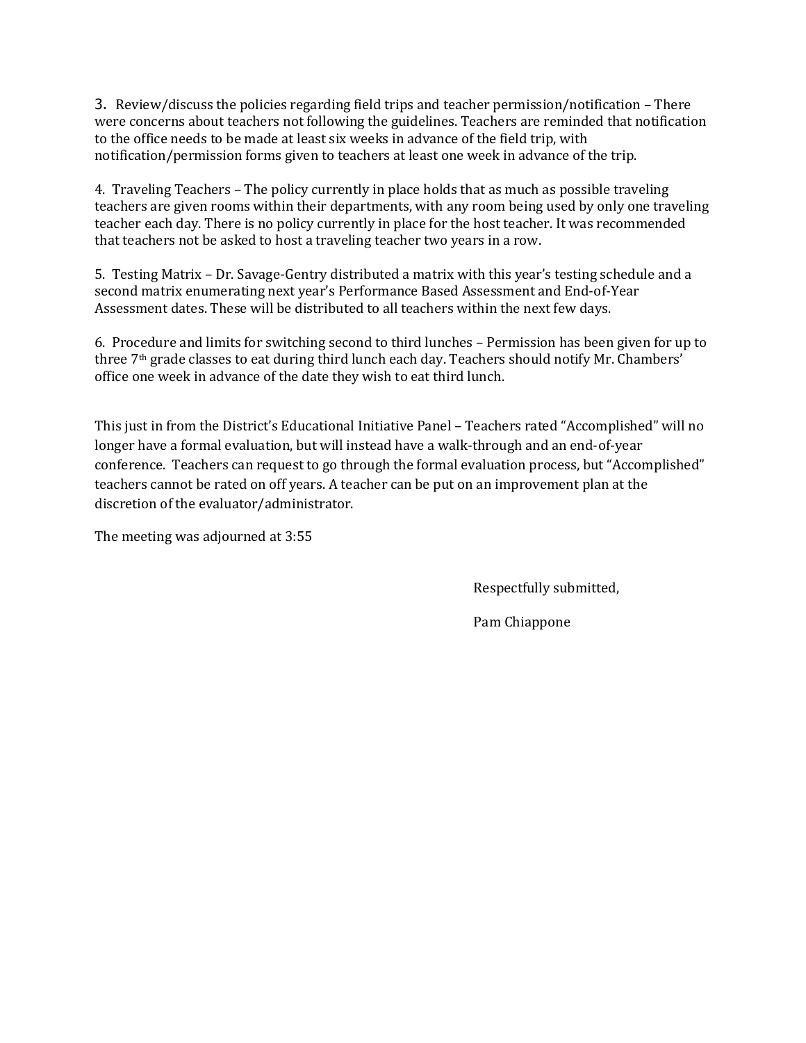3. Review/discuss the policies regarding field trips and teacher permission/notification – There were concerns about teachers not following the guidelines. Teachers are reminded that notification to the office needs to be made at least six weeks in advance of the field trip, with notification/permission forms given to teachers at least one week in advance of the trip.

4. Traveling Teachers – The policy currently in place holds that as much as possible traveling teachers are given rooms within their departments, with any room being used by only one traveling teacher each day. There is no policy currently in place for the host teacher. It was recommended that teachers not be asked to host a traveling teacher two years in a row.

5. Testing Matrix – Dr. Savage-Gentry distributed a matrix with this year's testing schedule and a second matrix enumerating next year's Performance Based Assessment and End-of-Year Assessment dates. These will be distributed to all teachers within the next few days.

6. Procedure and limits for switching second to third lunches – Permission has been given for up to three 7th grade classes to eat during third lunch each day. Teachers should notify Mr. Chambers' office one week in advance of the date they wish to eat third lunch.

This just in from the District's Educational Initiative Panel – Teachers rated "Accomplished" will no longer have a formal evaluation, but will instead have a walk-through and an end-of-year conference. Teachers can request to go through the formal evaluation process, but "Accomplished" teachers cannot be rated on off years. A teacher can be put on an improvement plan at the discretion of the evaluator/administrator.

The meeting was adjourned at 3:55

Respectfully submitted,

Pam Chiappone